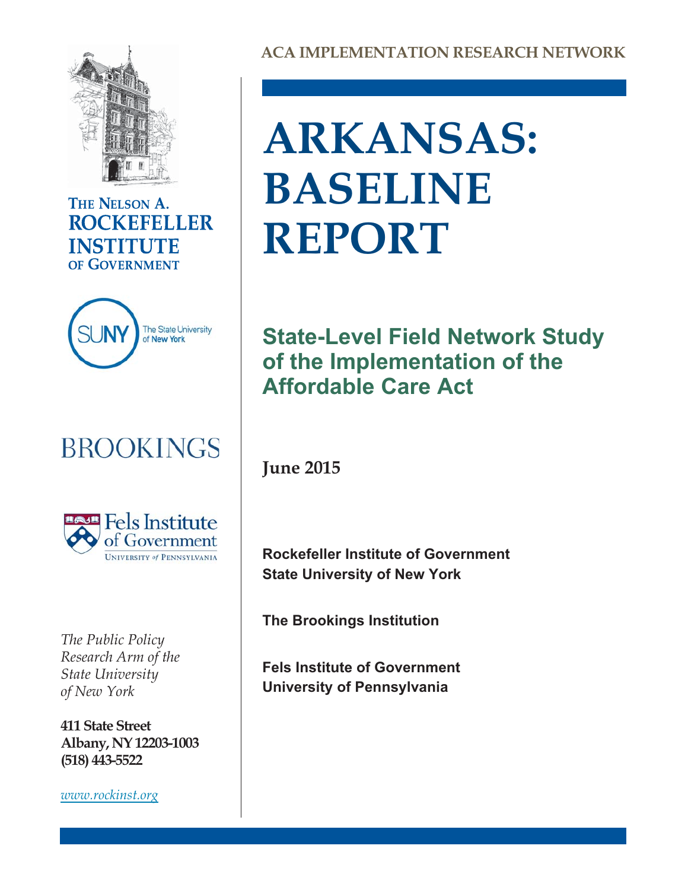**ACA IMPLEMENTATION RESEARCH NETWORK**

# ARKANSAS: BASELINE REPORT

## State-Level Field Network Study of the Implementation of the Affordable Care Act

**June 2015**

**Rockefeller Institute of Government**
**State University of New York**

**The Brookings Institution**

**Fels Institute of Government**
**University of Pennsylvania**

THE NELSON A. ROCKEFELLER INSTITUTE OF GOVERNMENT

SUNY The State University of New York

BROOKINGS

Fels Institute of Government
University of Pennsylvania

*The Public Policy Research Arm of the State University of New York*

**411 State Street**
**Albany, NY 12203-1003**
**(518) 443-5522**

*www.rockinst.org*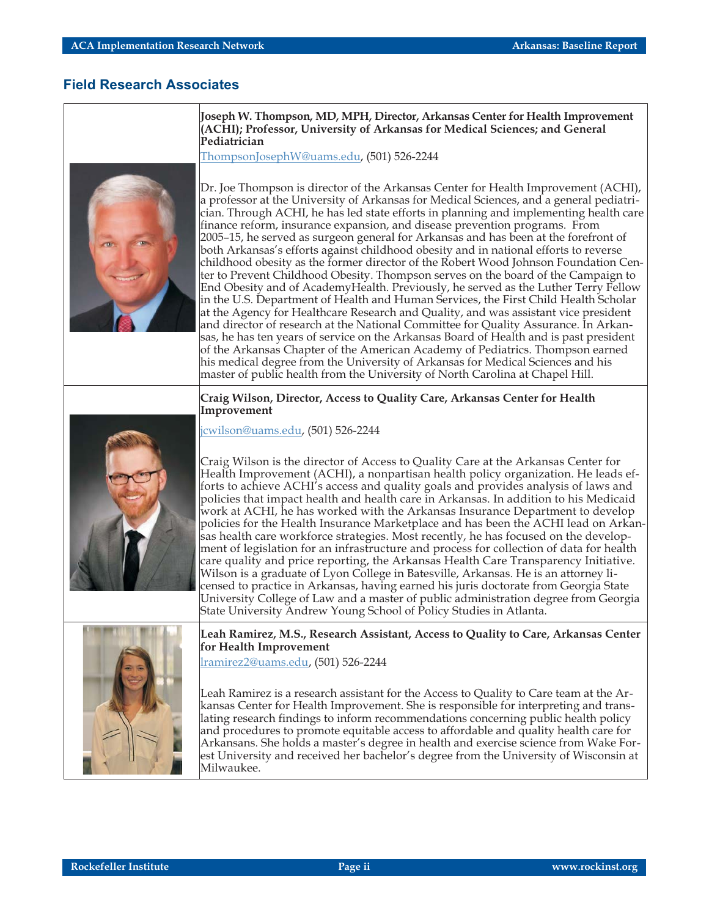## Field Research Associates

**Joseph W. Thompson, MD, MPH, Director, Arkansas Center for Health Improvement (ACHI); Professor, University of Arkansas for Medical Sciences; and General Pediatrician**

ThompsonJosephW@uams.edu, (501) 526-2244

Dr. Joe Thompson is director of the Arkansas Center for Health Improvement (ACHI), a professor at the University of Arkansas for Medical Sciences, and a general pediatrician. Through ACHI, he has led state efforts in planning and implementing health care finance reform, insurance expansion, and disease prevention programs. From 2005–15, he served as surgeon general for Arkansas and has been at the forefront of both Arkansas's efforts against childhood obesity and in national efforts to reverse childhood obesity as the former director of the Robert Wood Johnson Foundation Center to Prevent Childhood Obesity. Thompson serves on the board of the Campaign to End Obesity and of AcademyHealth. Previously, he served as the Luther Terry Fellow in the U.S. Department of Health and Human Services, the First Child Health Scholar at the Agency for Healthcare Research and Quality, and was assistant vice president and director of research at the National Committee for Quality Assurance. In Arkansas, he has ten years of service on the Arkansas Board of Health and is past president of the Arkansas Chapter of the American Academy of Pediatrics. Thompson earned his medical degree from the University of Arkansas for Medical Sciences and his master of public health from the University of North Carolina at Chapel Hill.

**Craig Wilson, Director, Access to Quality Care, Arkansas Center for Health Improvement**

jcwilson@uams.edu, (501) 526-2244

Craig Wilson is the director of Access to Quality Care at the Arkansas Center for Health Improvement (ACHI), a nonpartisan health policy organization. He leads efforts to achieve ACHI's access and quality goals and provides analysis of laws and policies that impact health and health care in Arkansas. In addition to his Medicaid work at ACHI, he has worked with the Arkansas Insurance Department to develop policies for the Health Insurance Marketplace and has been the ACHI lead on Arkansas health care workforce strategies. Most recently, he has focused on the development of legislation for an infrastructure and process for collection of data for health care quality and price reporting, the Arkansas Health Care Transparency Initiative. Wilson is a graduate of Lyon College in Batesville, Arkansas. He is an attorney licensed to practice in Arkansas, having earned his juris doctorate from Georgia State University College of Law and a master of public administration degree from Georgia State University Andrew Young School of Policy Studies in Atlanta.

**Leah Ramirez, M.S., Research Assistant, Access to Quality to Care, Arkansas Center for Health Improvement**

lramirez2@uams.edu, (501) 526-2244

Leah Ramirez is a research assistant for the Access to Quality to Care team at the Arkansas Center for Health Improvement. She is responsible for interpreting and translating research findings to inform recommendations concerning public health policy and procedures to promote equitable access to affordable and quality health care for Arkansans. She holds a master's degree in health and exercise science from Wake Forest University and received her bachelor's degree from the University of Wisconsin at Milwaukee.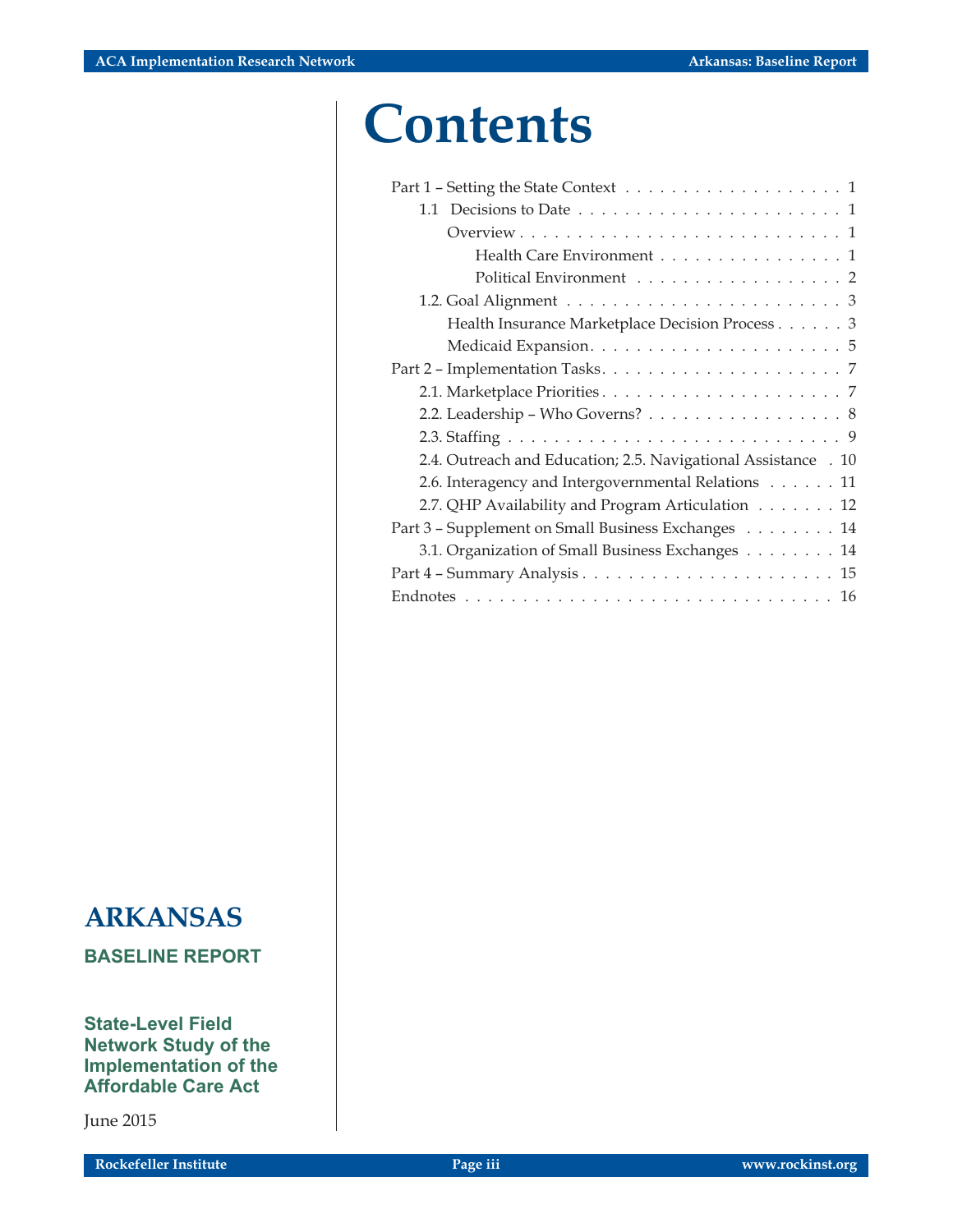# Contents

Part 1 – Setting the State Context . . . . . . . . . . . . . . . . . . . . 1
- 1.1 Decisions to Date . . . . . . . . . . . . . . . . . . . . . . . . 1
  - Overview . . . . . . . . . . . . . . . . . . . . . . . . . . . . 1
    - Health Care Environment . . . . . . . . . . . . . . . . . 1
    - Political Environment . . . . . . . . . . . . . . . . . . . 2
- 1.2. Goal Alignment . . . . . . . . . . . . . . . . . . . . . . . . 3
  - Health Insurance Marketplace Decision Process . . . . . . 3
  - Medicaid Expansion. . . . . . . . . . . . . . . . . . . . . . 5

Part 2 – Implementation Tasks. . . . . . . . . . . . . . . . . . . . . 7
- 2.1. Marketplace Priorities . . . . . . . . . . . . . . . . . . . . . 7
- 2.2. Leadership – Who Governs? . . . . . . . . . . . . . . . . . . 8
- 2.3. Staffing . . . . . . . . . . . . . . . . . . . . . . . . . . . . 9
- 2.4. Outreach and Education; 2.5. Navigational Assistance . 10
- 2.6. Interagency and Intergovernmental Relations . . . . . . . 11
- 2.7. QHP Availability and Program Articulation . . . . . . . . 12

Part 3 – Supplement on Small Business Exchanges . . . . . . . . . 14
- 3.1. Organization of Small Business Exchanges . . . . . . . . . 14

Part 4 – Summary Analysis . . . . . . . . . . . . . . . . . . . . . . . 15

Endnotes . . . . . . . . . . . . . . . . . . . . . . . . . . . . . . . . 16

## ARKANSAS

**BASELINE REPORT**

**State-Level Field Network Study of the Implementation of the Affordable Care Act**

June 2015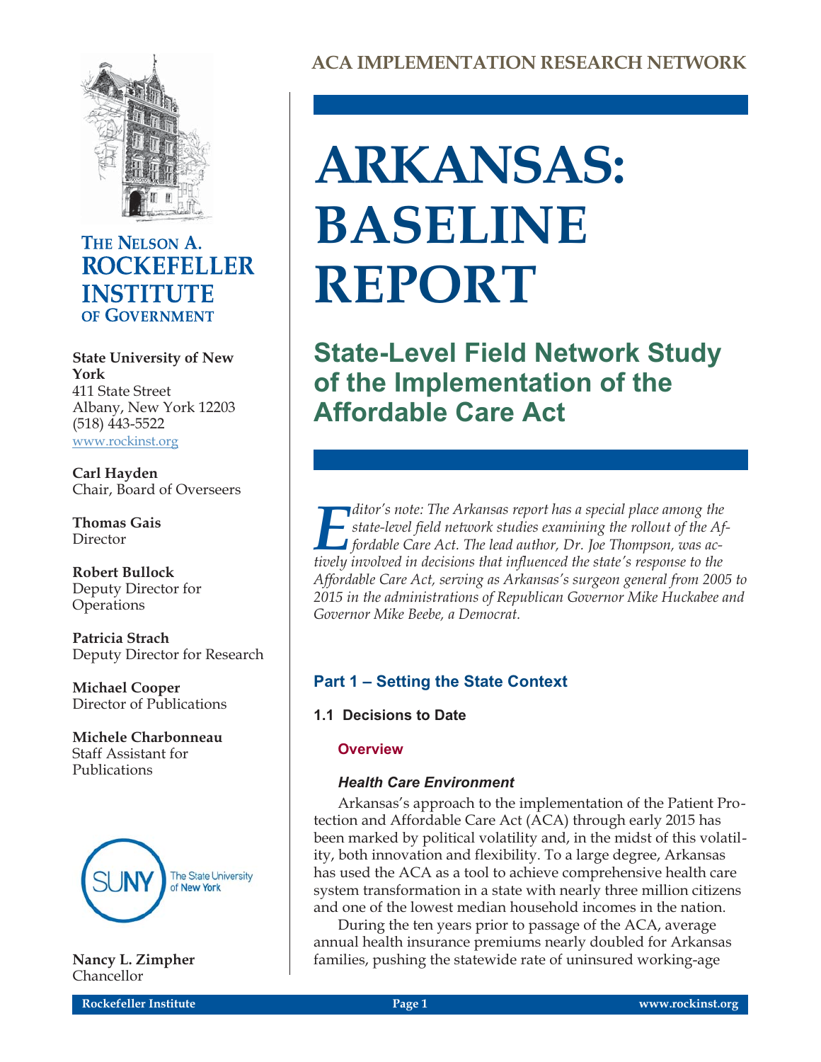## ACA IMPLEMENTATION RESEARCH NETWORK

# ARKANSAS: BASELINE REPORT

## State-Level Field Network Study of the Implementation of the Affordable Care Act

*Editor's note: The Arkansas report has a special place among the state-level field network studies examining the rollout of the Affordable Care Act. The lead author, Dr. Joe Thompson, was actively involved in decisions that influenced the state's response to the Affordable Care Act, serving as Arkansas's surgeon general from 2005 to 2015 in the administrations of Republican Governor Mike Huckabee and Governor Mike Beebe, a Democrat.*

**THE NELSON A. ROCKEFELLER INSTITUTE OF GOVERNMENT**

**State University of New York**
411 State Street
Albany, New York 12203
(518) 443-5522
www.rockinst.org

**Carl Hayden**
Chair, Board of Overseers

**Thomas Gais**
Director

**Robert Bullock**
Deputy Director for Operations

**Patricia Strach**
Deputy Director for Research

**Michael Cooper**
Director of Publications

**Michele Charbonneau**
Staff Assistant for Publications

**Nancy L. Zimpher**
Chancellor

## Part 1 – Setting the State Context

### 1.1 Decisions to Date

#### Overview

##### *Health Care Environment*

Arkansas's approach to the implementation of the Patient Protection and Affordable Care Act (ACA) through early 2015 has been marked by political volatility and, in the midst of this volatility, both innovation and flexibility. To a large degree, Arkansas has used the ACA as a tool to achieve comprehensive health care system transformation in a state with nearly three million citizens and one of the lowest median household incomes in the nation.

During the ten years prior to passage of the ACA, average annual health insurance premiums nearly doubled for Arkansas families, pushing the statewide rate of uninsured working-age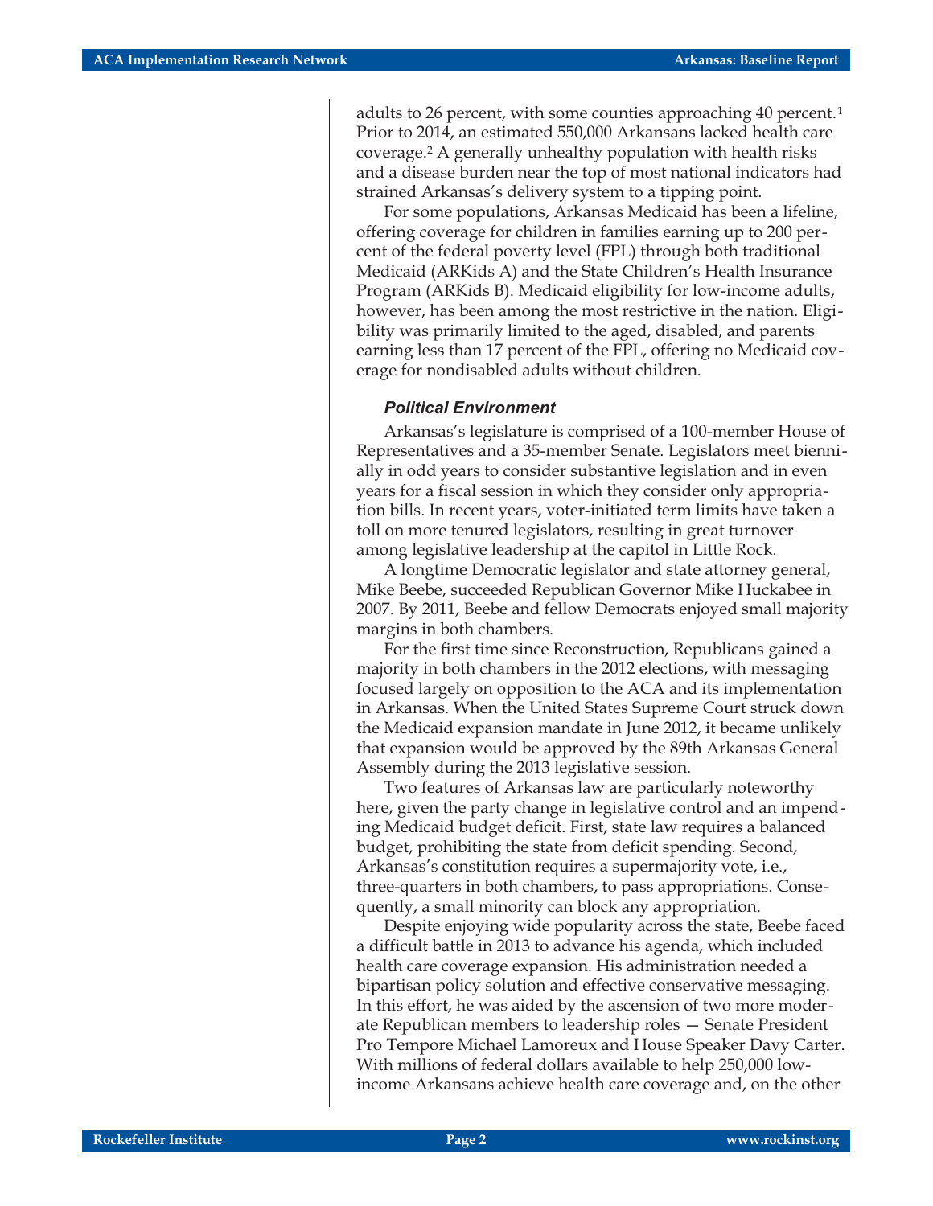adults to 26 percent, with some counties approaching 40 percent.[1] Prior to 2014, an estimated 550,000 Arkansans lacked health care coverage.[2] A generally unhealthy population with health risks and a disease burden near the top of most national indicators had strained Arkansas's delivery system to a tipping point.

For some populations, Arkansas Medicaid has been a lifeline, offering coverage for children in families earning up to 200 percent of the federal poverty level (FPL) through both traditional Medicaid (ARKids A) and the State Children's Health Insurance Program (ARKids B). Medicaid eligibility for low-income adults, however, has been among the most restrictive in the nation. Eligibility was primarily limited to the aged, disabled, and parents earning less than 17 percent of the FPL, offering no Medicaid coverage for nondisabled adults without children.

### *Political Environment*

Arkansas's legislature is comprised of a 100-member House of Representatives and a 35-member Senate. Legislators meet biennially in odd years to consider substantive legislation and in even years for a fiscal session in which they consider only appropriation bills. In recent years, voter-initiated term limits have taken a toll on more tenured legislators, resulting in great turnover among legislative leadership at the capitol in Little Rock.

A longtime Democratic legislator and state attorney general, Mike Beebe, succeeded Republican Governor Mike Huckabee in 2007. By 2011, Beebe and fellow Democrats enjoyed small majority margins in both chambers.

For the first time since Reconstruction, Republicans gained a majority in both chambers in the 2012 elections, with messaging focused largely on opposition to the ACA and its implementation in Arkansas. When the United States Supreme Court struck down the Medicaid expansion mandate in June 2012, it became unlikely that expansion would be approved by the 89th Arkansas General Assembly during the 2013 legislative session.

Two features of Arkansas law are particularly noteworthy here, given the party change in legislative control and an impending Medicaid budget deficit. First, state law requires a balanced budget, prohibiting the state from deficit spending. Second, Arkansas's constitution requires a supermajority vote, i.e., three-quarters in both chambers, to pass appropriations. Consequently, a small minority can block any appropriation.

Despite enjoying wide popularity across the state, Beebe faced a difficult battle in 2013 to advance his agenda, which included health care coverage expansion. His administration needed a bipartisan policy solution and effective conservative messaging. In this effort, he was aided by the ascension of two more moderate Republican members to leadership roles — Senate President Pro Tempore Michael Lamoreux and House Speaker Davy Carter. With millions of federal dollars available to help 250,000 low-income Arkansans achieve health care coverage and, on the other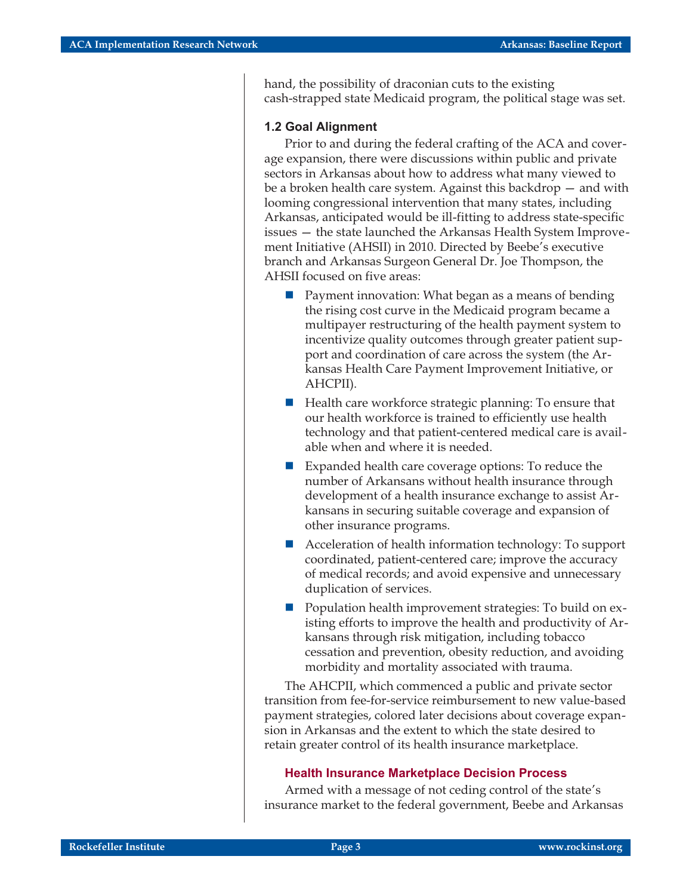hand, the possibility of draconian cuts to the existing cash-strapped state Medicaid program, the political stage was set.

### 1.2 Goal Alignment

Prior to and during the federal crafting of the ACA and coverage expansion, there were discussions within public and private sectors in Arkansas about how to address what many viewed to be a broken health care system. Against this backdrop — and with looming congressional intervention that many states, including Arkansas, anticipated would be ill-fitting to address state-specific issues — the state launched the Arkansas Health System Improvement Initiative (AHSII) in 2010. Directed by Beebe's executive branch and Arkansas Surgeon General Dr. Joe Thompson, the AHSII focused on five areas:

- Payment innovation: What began as a means of bending the rising cost curve in the Medicaid program became a multipayer restructuring of the health payment system to incentivize quality outcomes through greater patient support and coordination of care across the system (the Arkansas Health Care Payment Improvement Initiative, or AHCPII).
- Health care workforce strategic planning: To ensure that our health workforce is trained to efficiently use health technology and that patient-centered medical care is available when and where it is needed.
- Expanded health care coverage options: To reduce the number of Arkansans without health insurance through development of a health insurance exchange to assist Arkansans in securing suitable coverage and expansion of other insurance programs.
- Acceleration of health information technology: To support coordinated, patient-centered care; improve the accuracy of medical records; and avoid expensive and unnecessary duplication of services.
- Population health improvement strategies: To build on existing efforts to improve the health and productivity of Arkansans through risk mitigation, including tobacco cessation and prevention, obesity reduction, and avoiding morbidity and mortality associated with trauma.

The AHCPII, which commenced a public and private sector transition from fee-for-service reimbursement to new value-based payment strategies, colored later decisions about coverage expansion in Arkansas and the extent to which the state desired to retain greater control of its health insurance marketplace.

#### Health Insurance Marketplace Decision Process

Armed with a message of not ceding control of the state's insurance market to the federal government, Beebe and Arkansas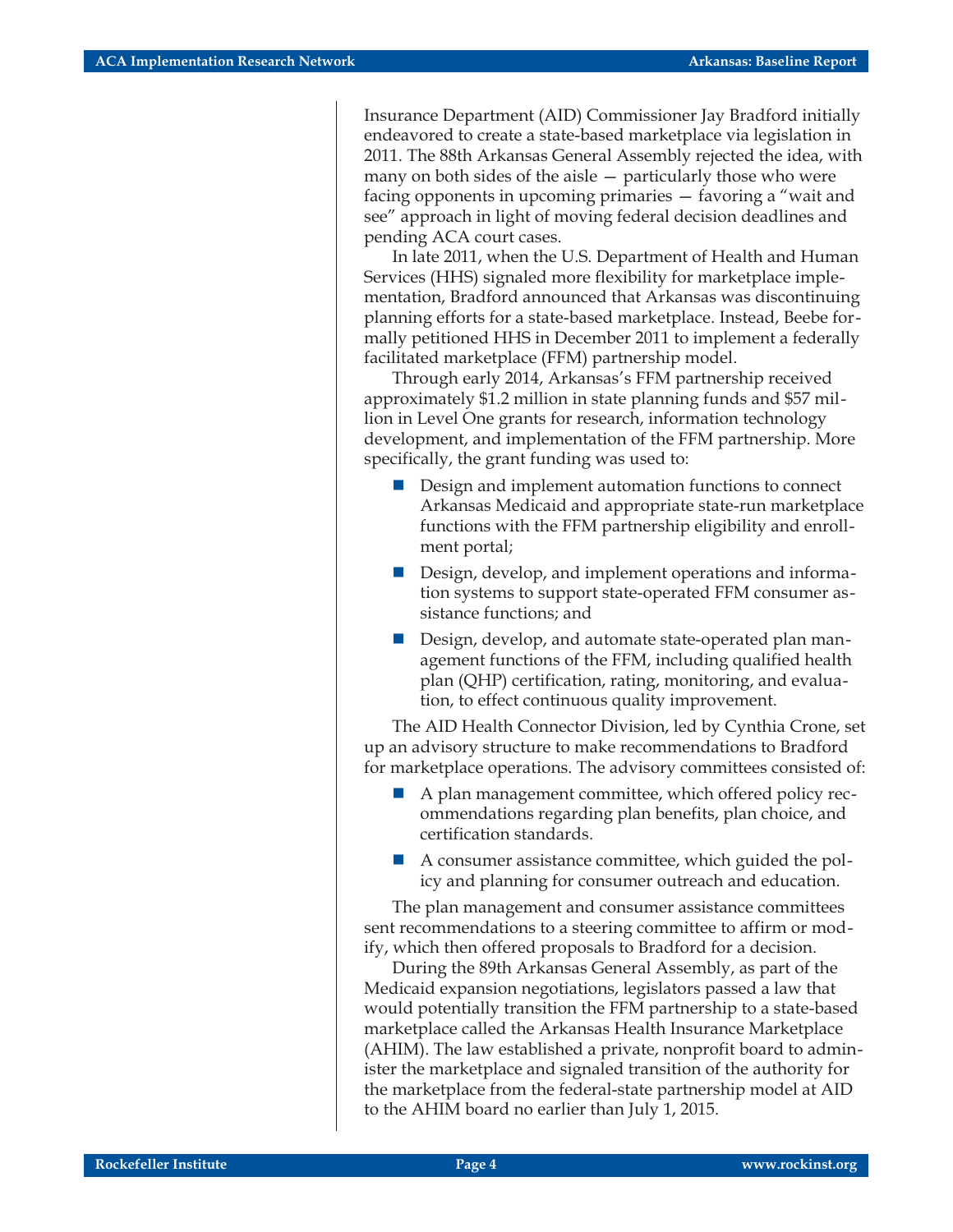Insurance Department (AID) Commissioner Jay Bradford initially endeavored to create a state-based marketplace via legislation in 2011. The 88th Arkansas General Assembly rejected the idea, with many on both sides of the aisle — particularly those who were facing opponents in upcoming primaries — favoring a "wait and see" approach in light of moving federal decision deadlines and pending ACA court cases.

In late 2011, when the U.S. Department of Health and Human Services (HHS) signaled more flexibility for marketplace implementation, Bradford announced that Arkansas was discontinuing planning efforts for a state-based marketplace. Instead, Beebe formally petitioned HHS in December 2011 to implement a federally facilitated marketplace (FFM) partnership model.

Through early 2014, Arkansas's FFM partnership received approximately $1.2 million in state planning funds and $57 million in Level One grants for research, information technology development, and implementation of the FFM partnership. More specifically, the grant funding was used to:

- Design and implement automation functions to connect Arkansas Medicaid and appropriate state-run marketplace functions with the FFM partnership eligibility and enrollment portal;
- Design, develop, and implement operations and information systems to support state-operated FFM consumer assistance functions; and
- Design, develop, and automate state-operated plan management functions of the FFM, including qualified health plan (QHP) certification, rating, monitoring, and evaluation, to effect continuous quality improvement.

The AID Health Connector Division, led by Cynthia Crone, set up an advisory structure to make recommendations to Bradford for marketplace operations. The advisory committees consisted of:

- A plan management committee, which offered policy recommendations regarding plan benefits, plan choice, and certification standards.
- A consumer assistance committee, which guided the policy and planning for consumer outreach and education.

The plan management and consumer assistance committees sent recommendations to a steering committee to affirm or modify, which then offered proposals to Bradford for a decision.

During the 89th Arkansas General Assembly, as part of the Medicaid expansion negotiations, legislators passed a law that would potentially transition the FFM partnership to a state-based marketplace called the Arkansas Health Insurance Marketplace (AHIM). The law established a private, nonprofit board to administer the marketplace and signaled transition of the authority for the marketplace from the federal-state partnership model at AID to the AHIM board no earlier than July 1, 2015.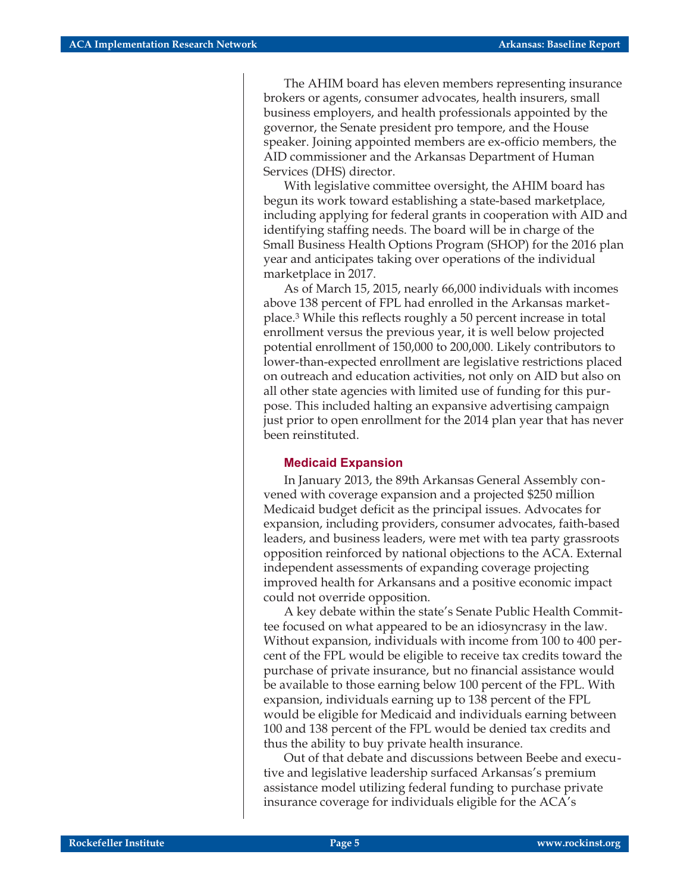The AHIM board has eleven members representing insurance brokers or agents, consumer advocates, health insurers, small business employers, and health professionals appointed by the governor, the Senate president pro tempore, and the House speaker. Joining appointed members are ex-officio members, the AID commissioner and the Arkansas Department of Human Services (DHS) director.

With legislative committee oversight, the AHIM board has begun its work toward establishing a state-based marketplace, including applying for federal grants in cooperation with AID and identifying staffing needs. The board will be in charge of the Small Business Health Options Program (SHOP) for the 2016 plan year and anticipates taking over operations of the individual marketplace in 2017.

As of March 15, 2015, nearly 66,000 individuals with incomes above 138 percent of FPL had enrolled in the Arkansas marketplace.[3] While this reflects roughly a 50 percent increase in total enrollment versus the previous year, it is well below projected potential enrollment of 150,000 to 200,000. Likely contributors to lower-than-expected enrollment are legislative restrictions placed on outreach and education activities, not only on AID but also on all other state agencies with limited use of funding for this purpose. This included halting an expansive advertising campaign just prior to open enrollment for the 2014 plan year that has never been reinstituted.

### Medicaid Expansion

In January 2013, the 89th Arkansas General Assembly convened with coverage expansion and a projected $250 million Medicaid budget deficit as the principal issues. Advocates for expansion, including providers, consumer advocates, faith-based leaders, and business leaders, were met with tea party grassroots opposition reinforced by national objections to the ACA. External independent assessments of expanding coverage projecting improved health for Arkansans and a positive economic impact could not override opposition.

A key debate within the state's Senate Public Health Committee focused on what appeared to be an idiosyncrasy in the law. Without expansion, individuals with income from 100 to 400 percent of the FPL would be eligible to receive tax credits toward the purchase of private insurance, but no financial assistance would be available to those earning below 100 percent of the FPL. With expansion, individuals earning up to 138 percent of the FPL would be eligible for Medicaid and individuals earning between 100 and 138 percent of the FPL would be denied tax credits and thus the ability to buy private health insurance.

Out of that debate and discussions between Beebe and executive and legislative leadership surfaced Arkansas's premium assistance model utilizing federal funding to purchase private insurance coverage for individuals eligible for the ACA's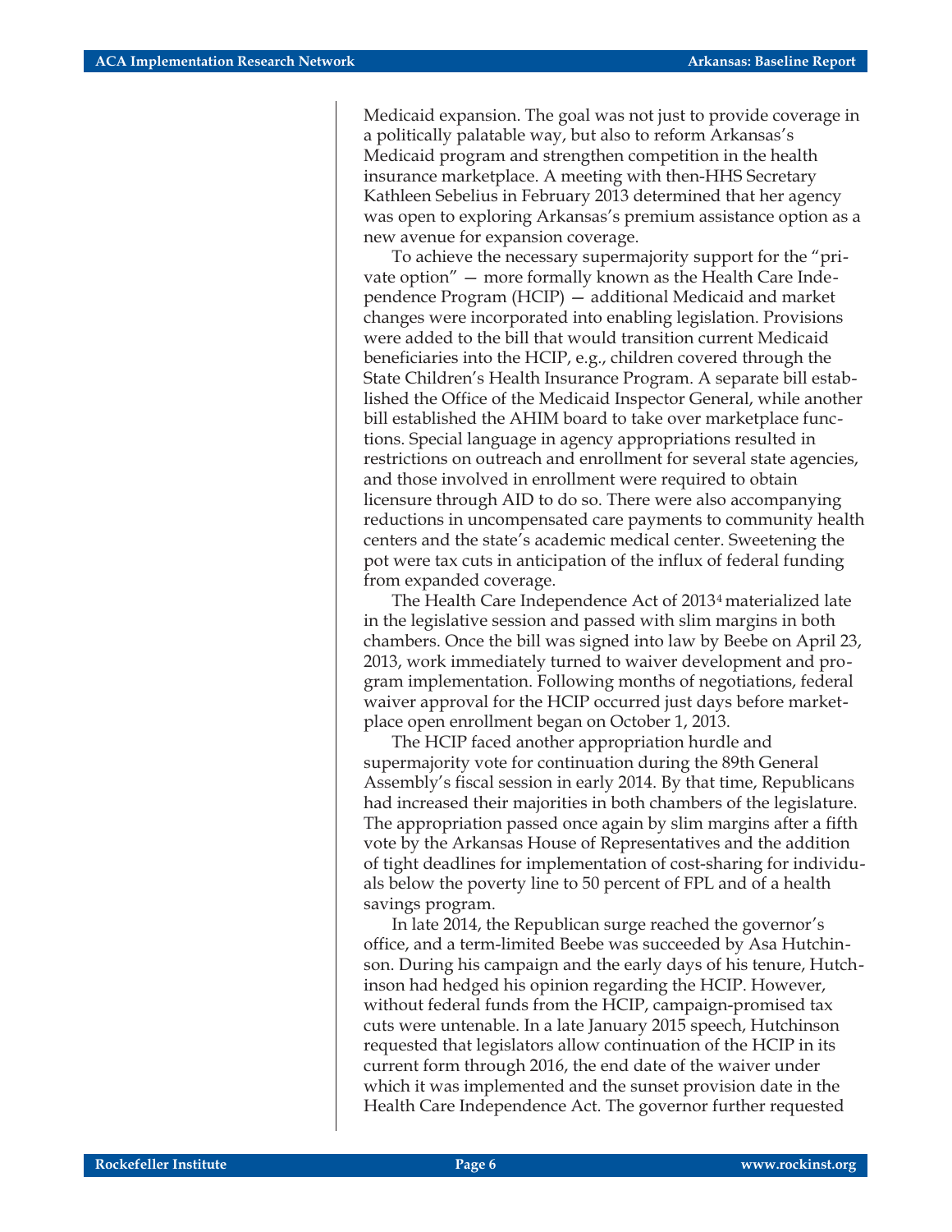Medicaid expansion. The goal was not just to provide coverage in a politically palatable way, but also to reform Arkansas's Medicaid program and strengthen competition in the health insurance marketplace. A meeting with then-HHS Secretary Kathleen Sebelius in February 2013 determined that her agency was open to exploring Arkansas's premium assistance option as a new avenue for expansion coverage.

To achieve the necessary supermajority support for the "private option" — more formally known as the Health Care Independence Program (HCIP) — additional Medicaid and market changes were incorporated into enabling legislation. Provisions were added to the bill that would transition current Medicaid beneficiaries into the HCIP, e.g., children covered through the State Children's Health Insurance Program. A separate bill established the Office of the Medicaid Inspector General, while another bill established the AHIM board to take over marketplace functions. Special language in agency appropriations resulted in restrictions on outreach and enrollment for several state agencies, and those involved in enrollment were required to obtain licensure through AID to do so. There were also accompanying reductions in uncompensated care payments to community health centers and the state's academic medical center. Sweetening the pot were tax cuts in anticipation of the influx of federal funding from expanded coverage.

The Health Care Independence Act of 2013[4] materialized late in the legislative session and passed with slim margins in both chambers. Once the bill was signed into law by Beebe on April 23, 2013, work immediately turned to waiver development and program implementation. Following months of negotiations, federal waiver approval for the HCIP occurred just days before marketplace open enrollment began on October 1, 2013.

The HCIP faced another appropriation hurdle and supermajority vote for continuation during the 89th General Assembly's fiscal session in early 2014. By that time, Republicans had increased their majorities in both chambers of the legislature. The appropriation passed once again by slim margins after a fifth vote by the Arkansas House of Representatives and the addition of tight deadlines for implementation of cost-sharing for individuals below the poverty line to 50 percent of FPL and of a health savings program.

In late 2014, the Republican surge reached the governor's office, and a term-limited Beebe was succeeded by Asa Hutchinson. During his campaign and the early days of his tenure, Hutchinson had hedged his opinion regarding the HCIP. However, without federal funds from the HCIP, campaign-promised tax cuts were untenable. In a late January 2015 speech, Hutchinson requested that legislators allow continuation of the HCIP in its current form through 2016, the end date of the waiver under which it was implemented and the sunset provision date in the Health Care Independence Act. The governor further requested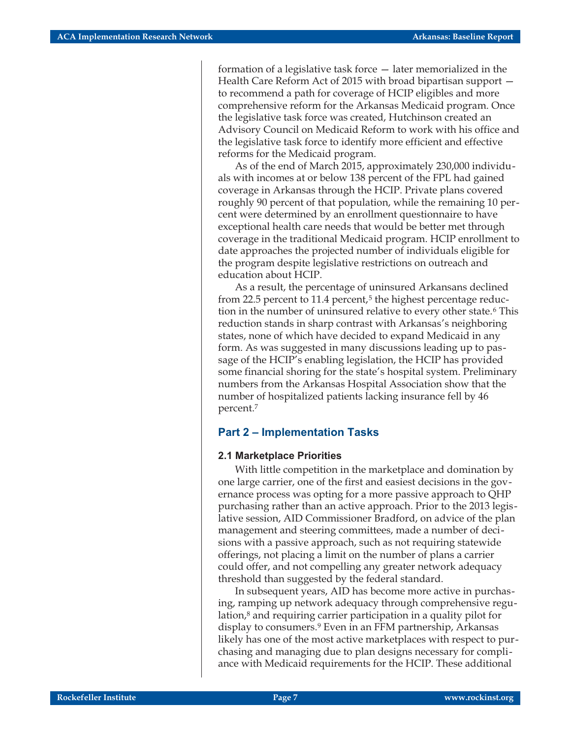formation of a legislative task force — later memorialized in the Health Care Reform Act of 2015 with broad bipartisan support — to recommend a path for coverage of HCIP eligibles and more comprehensive reform for the Arkansas Medicaid program. Once the legislative task force was created, Hutchinson created an Advisory Council on Medicaid Reform to work with his office and the legislative task force to identify more efficient and effective reforms for the Medicaid program.

As of the end of March 2015, approximately 230,000 individuals with incomes at or below 138 percent of the FPL had gained coverage in Arkansas through the HCIP. Private plans covered roughly 90 percent of that population, while the remaining 10 percent were determined by an enrollment questionnaire to have exceptional health care needs that would be better met through coverage in the traditional Medicaid program. HCIP enrollment to date approaches the projected number of individuals eligible for the program despite legislative restrictions on outreach and education about HCIP.

As a result, the percentage of uninsured Arkansans declined from 22.5 percent to 11.4 percent,[5] the highest percentage reduction in the number of uninsured relative to every other state.[6] This reduction stands in sharp contrast with Arkansas's neighboring states, none of which have decided to expand Medicaid in any form. As was suggested in many discussions leading up to passage of the HCIP's enabling legislation, the HCIP has provided some financial shoring for the state's hospital system. Preliminary numbers from the Arkansas Hospital Association show that the number of hospitalized patients lacking insurance fell by 46 percent.[7]

## Part 2 – Implementation Tasks

### 2.1 Marketplace Priorities

With little competition in the marketplace and domination by one large carrier, one of the first and easiest decisions in the governance process was opting for a more passive approach to QHP purchasing rather than an active approach. Prior to the 2013 legislative session, AID Commissioner Bradford, on advice of the plan management and steering committees, made a number of decisions with a passive approach, such as not requiring statewide offerings, not placing a limit on the number of plans a carrier could offer, and not compelling any greater network adequacy threshold than suggested by the federal standard.

In subsequent years, AID has become more active in purchasing, ramping up network adequacy through comprehensive regulation,[8] and requiring carrier participation in a quality pilot for display to consumers.[9] Even in an FFM partnership, Arkansas likely has one of the most active marketplaces with respect to purchasing and managing due to plan designs necessary for compliance with Medicaid requirements for the HCIP. These additional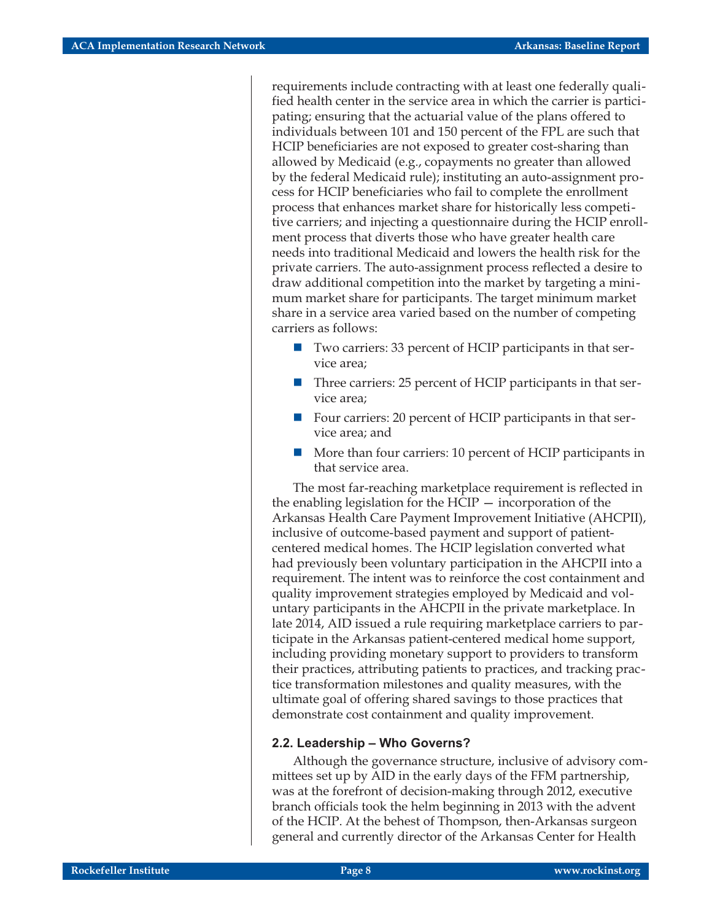requirements include contracting with at least one federally qualified health center in the service area in which the carrier is participating; ensuring that the actuarial value of the plans offered to individuals between 101 and 150 percent of the FPL are such that HCIP beneficiaries are not exposed to greater cost-sharing than allowed by Medicaid (e.g., copayments no greater than allowed by the federal Medicaid rule); instituting an auto-assignment process for HCIP beneficiaries who fail to complete the enrollment process that enhances market share for historically less competitive carriers; and injecting a questionnaire during the HCIP enrollment process that diverts those who have greater health care needs into traditional Medicaid and lowers the health risk for the private carriers. The auto-assignment process reflected a desire to draw additional competition into the market by targeting a minimum market share for participants. The target minimum market share in a service area varied based on the number of competing carriers as follows:

- Two carriers: 33 percent of HCIP participants in that service area;
- Three carriers: 25 percent of HCIP participants in that service area;
- Four carriers: 20 percent of HCIP participants in that service area; and
- More than four carriers: 10 percent of HCIP participants in that service area.

The most far-reaching marketplace requirement is reflected in the enabling legislation for the HCIP — incorporation of the Arkansas Health Care Payment Improvement Initiative (AHCPII), inclusive of outcome-based payment and support of patient-centered medical homes. The HCIP legislation converted what had previously been voluntary participation in the AHCPII into a requirement. The intent was to reinforce the cost containment and quality improvement strategies employed by Medicaid and voluntary participants in the AHCPII in the private marketplace. In late 2014, AID issued a rule requiring marketplace carriers to participate in the Arkansas patient-centered medical home support, including providing monetary support to providers to transform their practices, attributing patients to practices, and tracking practice transformation milestones and quality measures, with the ultimate goal of offering shared savings to those practices that demonstrate cost containment and quality improvement.

### 2.2. Leadership – Who Governs?

Although the governance structure, inclusive of advisory committees set up by AID in the early days of the FFM partnership, was at the forefront of decision-making through 2012, executive branch officials took the helm beginning in 2013 with the advent of the HCIP. At the behest of Thompson, then-Arkansas surgeon general and currently director of the Arkansas Center for Health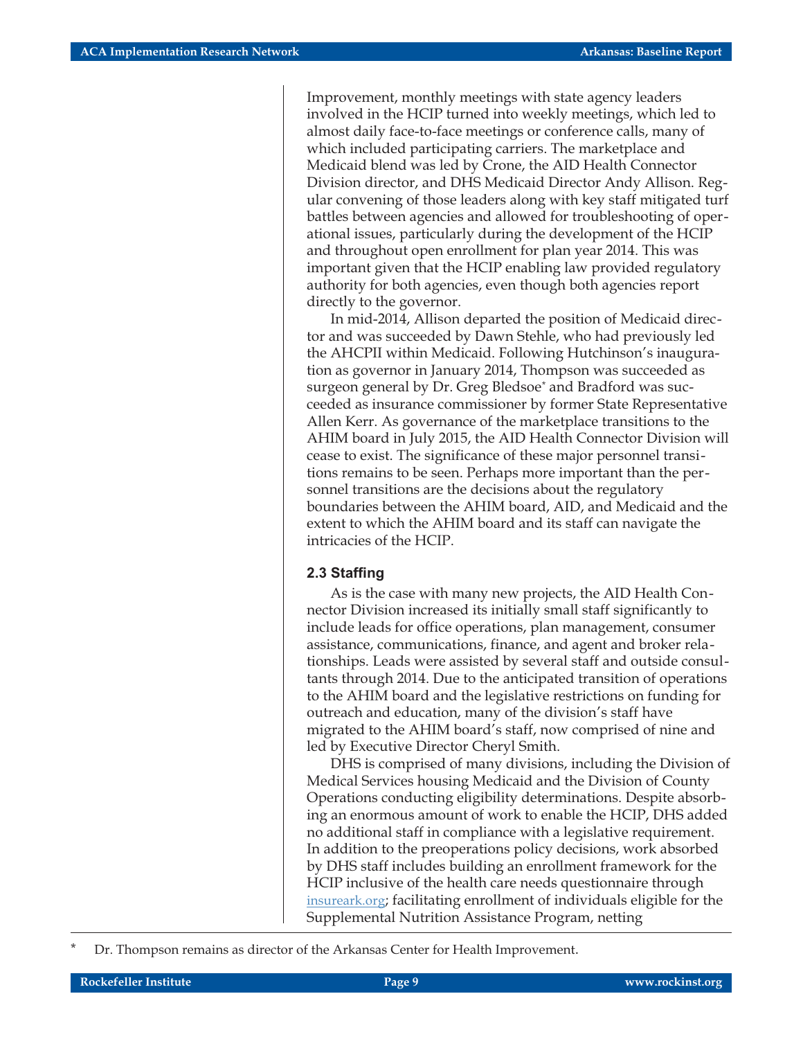Improvement, monthly meetings with state agency leaders involved in the HCIP turned into weekly meetings, which led to almost daily face-to-face meetings or conference calls, many of which included participating carriers. The marketplace and Medicaid blend was led by Crone, the AID Health Connector Division director, and DHS Medicaid Director Andy Allison. Regular convening of those leaders along with key staff mitigated turf battles between agencies and allowed for troubleshooting of operational issues, particularly during the development of the HCIP and throughout open enrollment for plan year 2014. This was important given that the HCIP enabling law provided regulatory authority for both agencies, even though both agencies report directly to the governor.

In mid-2014, Allison departed the position of Medicaid director and was succeeded by Dawn Stehle, who had previously led the AHCPII within Medicaid. Following Hutchinson's inauguration as governor in January 2014, Thompson was succeeded as surgeon general by Dr. Greg Bledsoe* and Bradford was succeeded as insurance commissioner by former State Representative Allen Kerr. As governance of the marketplace transitions to the AHIM board in July 2015, the AID Health Connector Division will cease to exist. The significance of these major personnel transitions remains to be seen. Perhaps more important than the personnel transitions are the decisions about the regulatory boundaries between the AHIM board, AID, and Medicaid and the extent to which the AHIM board and its staff can navigate the intricacies of the HCIP.

### 2.3 Staffing

As is the case with many new projects, the AID Health Connector Division increased its initially small staff significantly to include leads for office operations, plan management, consumer assistance, communications, finance, and agent and broker relationships. Leads were assisted by several staff and outside consultants through 2014. Due to the anticipated transition of operations to the AHIM board and the legislative restrictions on funding for outreach and education, many of the division's staff have migrated to the AHIM board's staff, now comprised of nine and led by Executive Director Cheryl Smith.

DHS is comprised of many divisions, including the Division of Medical Services housing Medicaid and the Division of County Operations conducting eligibility determinations. Despite absorbing an enormous amount of work to enable the HCIP, DHS added no additional staff in compliance with a legislative requirement. In addition to the preoperations policy decisions, work absorbed by DHS staff includes building an enrollment framework for the HCIP inclusive of the health care needs questionnaire through insureark.org; facilitating enrollment of individuals eligible for the Supplemental Nutrition Assistance Program, netting

* Dr. Thompson remains as director of the Arkansas Center for Health Improvement.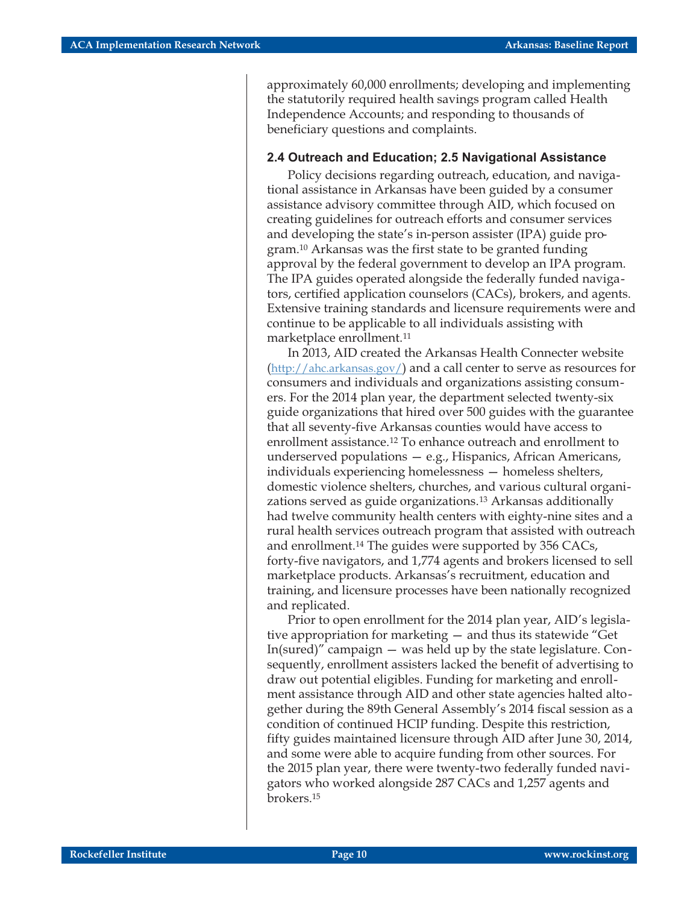approximately 60,000 enrollments; developing and implementing the statutorily required health savings program called Health Independence Accounts; and responding to thousands of beneficiary questions and complaints.

### 2.4 Outreach and Education; 2.5 Navigational Assistance

Policy decisions regarding outreach, education, and navigational assistance in Arkansas have been guided by a consumer assistance advisory committee through AID, which focused on creating guidelines for outreach efforts and consumer services and developing the state's in-person assister (IPA) guide program.[10] Arkansas was the first state to be granted funding approval by the federal government to develop an IPA program. The IPA guides operated alongside the federally funded navigators, certified application counselors (CACs), brokers, and agents. Extensive training standards and licensure requirements were and continue to be applicable to all individuals assisting with marketplace enrollment.[11]

In 2013, AID created the Arkansas Health Connecter website (http://ahc.arkansas.gov/) and a call center to serve as resources for consumers and individuals and organizations assisting consumers. For the 2014 plan year, the department selected twenty-six guide organizations that hired over 500 guides with the guarantee that all seventy-five Arkansas counties would have access to enrollment assistance.[12] To enhance outreach and enrollment to underserved populations — e.g., Hispanics, African Americans, individuals experiencing homelessness — homeless shelters, domestic violence shelters, churches, and various cultural organizations served as guide organizations.[13] Arkansas additionally had twelve community health centers with eighty-nine sites and a rural health services outreach program that assisted with outreach and enrollment.[14] The guides were supported by 356 CACs, forty-five navigators, and 1,774 agents and brokers licensed to sell marketplace products. Arkansas's recruitment, education and training, and licensure processes have been nationally recognized and replicated.

Prior to open enrollment for the 2014 plan year, AID's legislative appropriation for marketing — and thus its statewide "Get In(sured)" campaign — was held up by the state legislature. Consequently, enrollment assisters lacked the benefit of advertising to draw out potential eligibles. Funding for marketing and enrollment assistance through AID and other state agencies halted altogether during the 89th General Assembly's 2014 fiscal session as a condition of continued HCIP funding. Despite this restriction, fifty guides maintained licensure through AID after June 30, 2014, and some were able to acquire funding from other sources. For the 2015 plan year, there were twenty-two federally funded navigators who worked alongside 287 CACs and 1,257 agents and brokers.[15]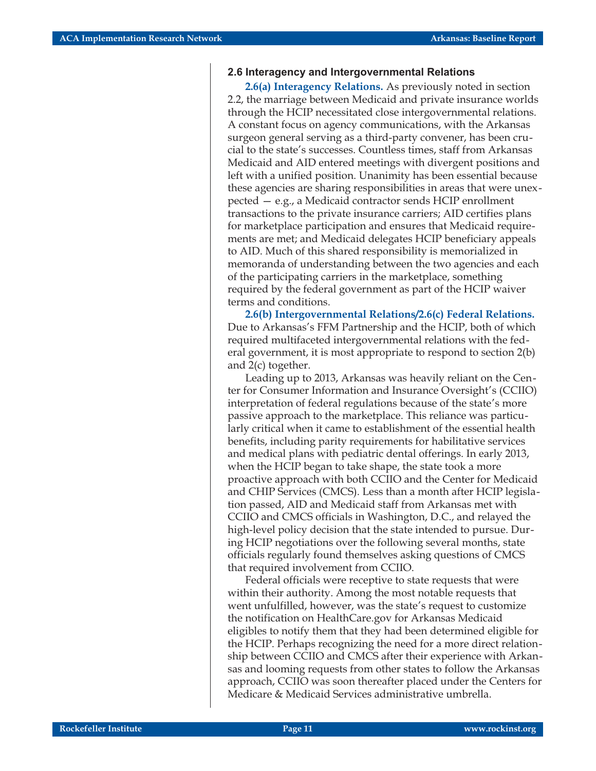### 2.6 Interagency and Intergovernmental Relations

**2.6(a) Interagency Relations.** As previously noted in section 2.2, the marriage between Medicaid and private insurance worlds through the HCIP necessitated close intergovernmental relations. A constant focus on agency communications, with the Arkansas surgeon general serving as a third-party convener, has been crucial to the state's successes. Countless times, staff from Arkansas Medicaid and AID entered meetings with divergent positions and left with a unified position. Unanimity has been essential because these agencies are sharing responsibilities in areas that were unexpected — e.g., a Medicaid contractor sends HCIP enrollment transactions to the private insurance carriers; AID certifies plans for marketplace participation and ensures that Medicaid requirements are met; and Medicaid delegates HCIP beneficiary appeals to AID. Much of this shared responsibility is memorialized in memoranda of understanding between the two agencies and each of the participating carriers in the marketplace, something required by the federal government as part of the HCIP waiver terms and conditions.

**2.6(b) Intergovernmental Relations/2.6(c) Federal Relations.** Due to Arkansas's FFM Partnership and the HCIP, both of which required multifaceted intergovernmental relations with the federal government, it is most appropriate to respond to section 2(b) and 2(c) together.

Leading up to 2013, Arkansas was heavily reliant on the Center for Consumer Information and Insurance Oversight's (CCIIO) interpretation of federal regulations because of the state's more passive approach to the marketplace. This reliance was particularly critical when it came to establishment of the essential health benefits, including parity requirements for habilitative services and medical plans with pediatric dental offerings. In early 2013, when the HCIP began to take shape, the state took a more proactive approach with both CCIIO and the Center for Medicaid and CHIP Services (CMCS). Less than a month after HCIP legislation passed, AID and Medicaid staff from Arkansas met with CCIIO and CMCS officials in Washington, D.C., and relayed the high-level policy decision that the state intended to pursue. During HCIP negotiations over the following several months, state officials regularly found themselves asking questions of CMCS that required involvement from CCIIO.

Federal officials were receptive to state requests that were within their authority. Among the most notable requests that went unfulfilled, however, was the state's request to customize the notification on HealthCare.gov for Arkansas Medicaid eligibles to notify them that they had been determined eligible for the HCIP. Perhaps recognizing the need for a more direct relationship between CCIIO and CMCS after their experience with Arkansas and looming requests from other states to follow the Arkansas approach, CCIIO was soon thereafter placed under the Centers for Medicare & Medicaid Services administrative umbrella.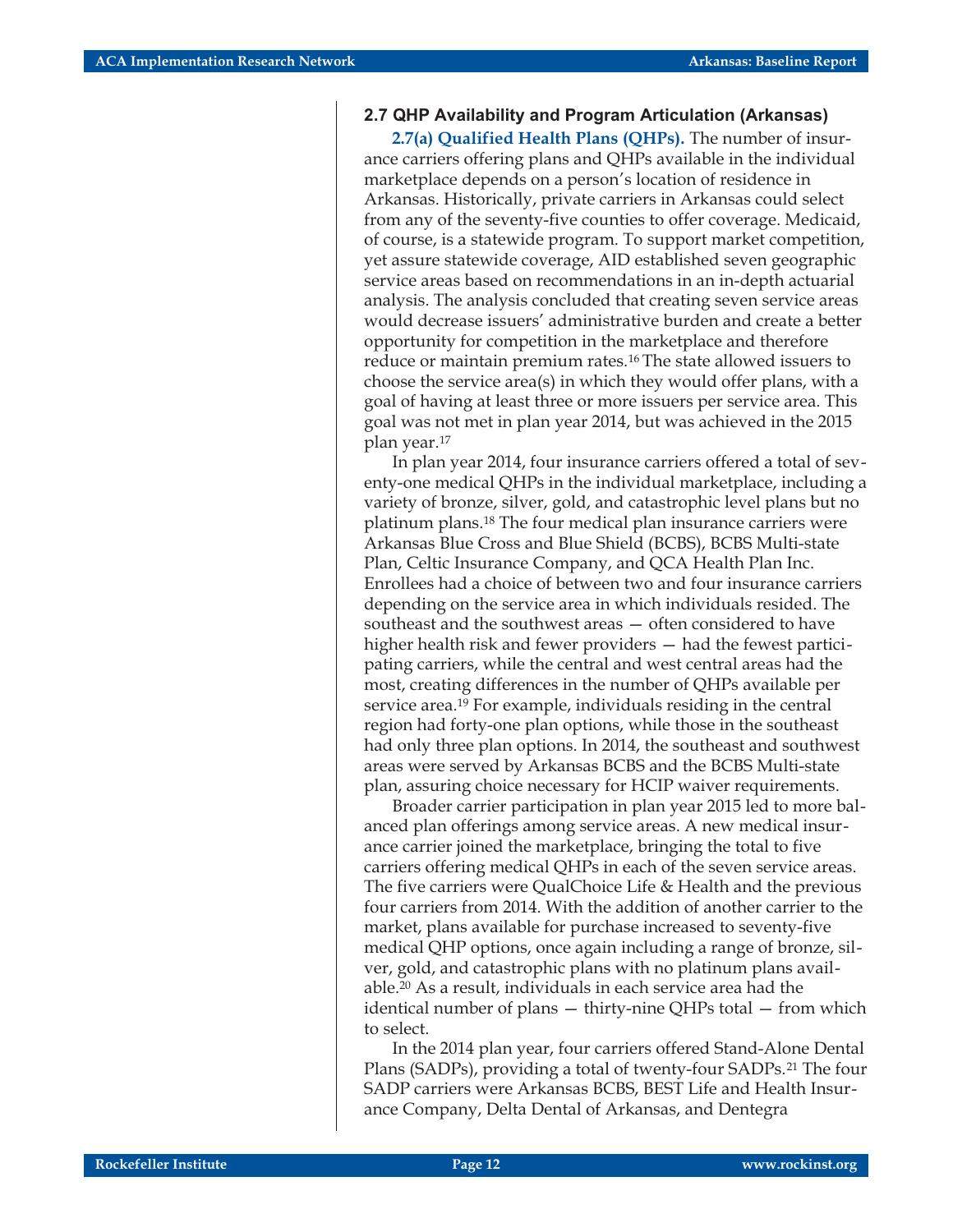### 2.7 QHP Availability and Program Articulation (Arkansas)

**2.7(a) Qualified Health Plans (QHPs).** The number of insurance carriers offering plans and QHPs available in the individual marketplace depends on a person's location of residence in Arkansas. Historically, private carriers in Arkansas could select from any of the seventy-five counties to offer coverage. Medicaid, of course, is a statewide program. To support market competition, yet assure statewide coverage, AID established seven geographic service areas based on recommendations in an in-depth actuarial analysis. The analysis concluded that creating seven service areas would decrease issuers' administrative burden and create a better opportunity for competition in the marketplace and therefore reduce or maintain premium rates.[16] The state allowed issuers to choose the service area(s) in which they would offer plans, with a goal of having at least three or more issuers per service area. This goal was not met in plan year 2014, but was achieved in the 2015 plan year.[17]

In plan year 2014, four insurance carriers offered a total of seventy-one medical QHPs in the individual marketplace, including a variety of bronze, silver, gold, and catastrophic level plans but no platinum plans.[18] The four medical plan insurance carriers were Arkansas Blue Cross and Blue Shield (BCBS), BCBS Multi-state Plan, Celtic Insurance Company, and QCA Health Plan Inc. Enrollees had a choice of between two and four insurance carriers depending on the service area in which individuals resided. The southeast and the southwest areas — often considered to have higher health risk and fewer providers — had the fewest participating carriers, while the central and west central areas had the most, creating differences in the number of QHPs available per service area.[19] For example, individuals residing in the central region had forty-one plan options, while those in the southeast had only three plan options. In 2014, the southeast and southwest areas were served by Arkansas BCBS and the BCBS Multi-state plan, assuring choice necessary for HCIP waiver requirements.

Broader carrier participation in plan year 2015 led to more balanced plan offerings among service areas. A new medical insurance carrier joined the marketplace, bringing the total to five carriers offering medical QHPs in each of the seven service areas. The five carriers were QualChoice Life & Health and the previous four carriers from 2014. With the addition of another carrier to the market, plans available for purchase increased to seventy-five medical QHP options, once again including a range of bronze, silver, gold, and catastrophic plans with no platinum plans available.[20] As a result, individuals in each service area had the identical number of plans — thirty-nine QHPs total — from which to select.

In the 2014 plan year, four carriers offered Stand-Alone Dental Plans (SADPs), providing a total of twenty-four SADPs.[21] The four SADP carriers were Arkansas BCBS, BEST Life and Health Insurance Company, Delta Dental of Arkansas, and Dentegra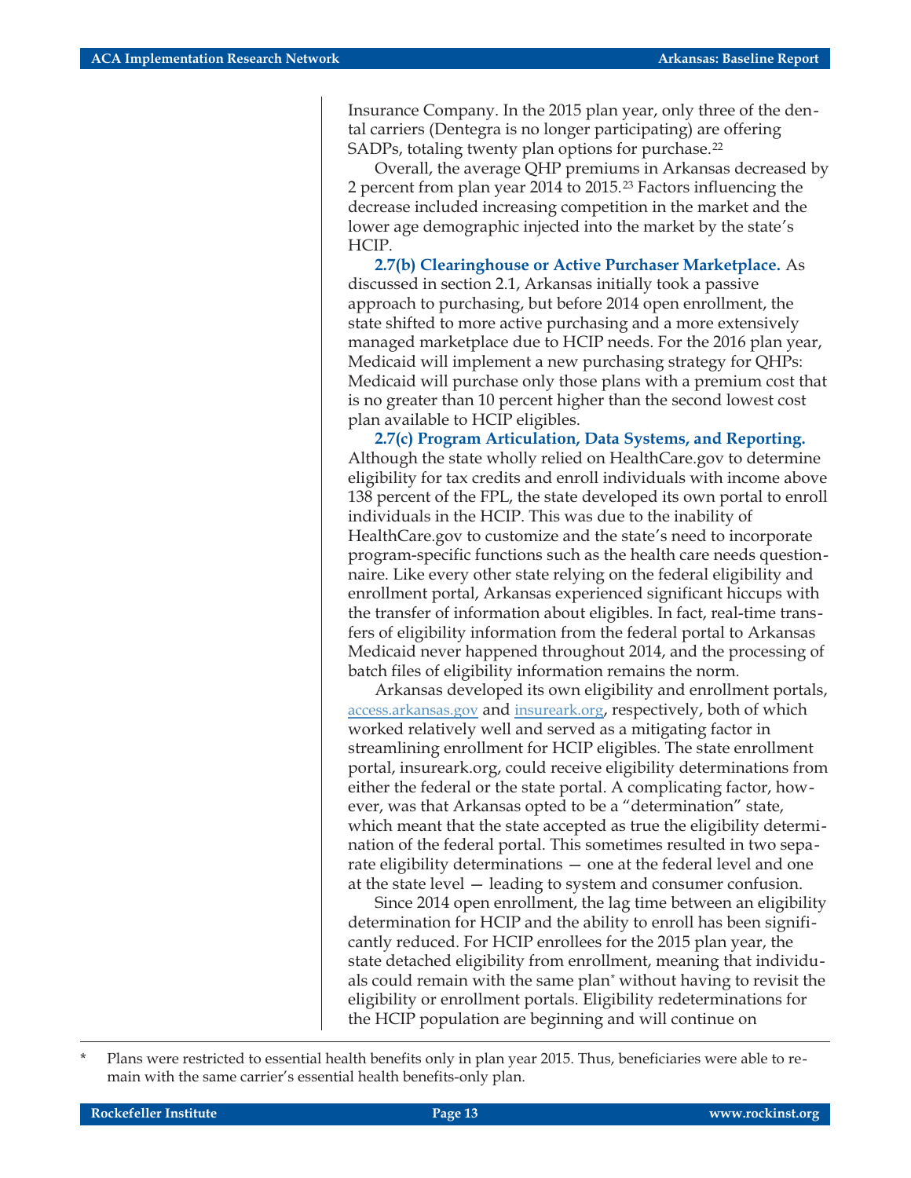Insurance Company. In the 2015 plan year, only three of the dental carriers (Dentegra is no longer participating) are offering SADPs, totaling twenty plan options for purchase.[22]

Overall, the average QHP premiums in Arkansas decreased by 2 percent from plan year 2014 to 2015.[23] Factors influencing the decrease included increasing competition in the market and the lower age demographic injected into the market by the state's HCIP.

**2.7(b) Clearinghouse or Active Purchaser Marketplace.** As discussed in section 2.1, Arkansas initially took a passive approach to purchasing, but before 2014 open enrollment, the state shifted to more active purchasing and a more extensively managed marketplace due to HCIP needs. For the 2016 plan year, Medicaid will implement a new purchasing strategy for QHPs: Medicaid will purchase only those plans with a premium cost that is no greater than 10 percent higher than the second lowest cost plan available to HCIP eligibles.

**2.7(c) Program Articulation, Data Systems, and Reporting.** Although the state wholly relied on HealthCare.gov to determine eligibility for tax credits and enroll individuals with income above 138 percent of the FPL, the state developed its own portal to enroll individuals in the HCIP. This was due to the inability of HealthCare.gov to customize and the state's need to incorporate program-specific functions such as the health care needs questionnaire. Like every other state relying on the federal eligibility and enrollment portal, Arkansas experienced significant hiccups with the transfer of information about eligibles. In fact, real-time transfers of eligibility information from the federal portal to Arkansas Medicaid never happened throughout 2014, and the processing of batch files of eligibility information remains the norm.

Arkansas developed its own eligibility and enrollment portals, access.arkansas.gov and insureark.org, respectively, both of which worked relatively well and served as a mitigating factor in streamlining enrollment for HCIP eligibles. The state enrollment portal, insureark.org, could receive eligibility determinations from either the federal or the state portal. A complicating factor, however, was that Arkansas opted to be a "determination" state, which meant that the state accepted as true the eligibility determination of the federal portal. This sometimes resulted in two separate eligibility determinations — one at the federal level and one at the state level — leading to system and consumer confusion.

Since 2014 open enrollment, the lag time between an eligibility determination for HCIP and the ability to enroll has been significantly reduced. For HCIP enrollees for the 2015 plan year, the state detached eligibility from enrollment, meaning that individuals could remain with the same plan* without having to revisit the eligibility or enrollment portals. Eligibility redeterminations for the HCIP population are beginning and will continue on

---

\* Plans were restricted to essential health benefits only in plan year 2015. Thus, beneficiaries were able to remain with the same carrier's essential health benefits-only plan.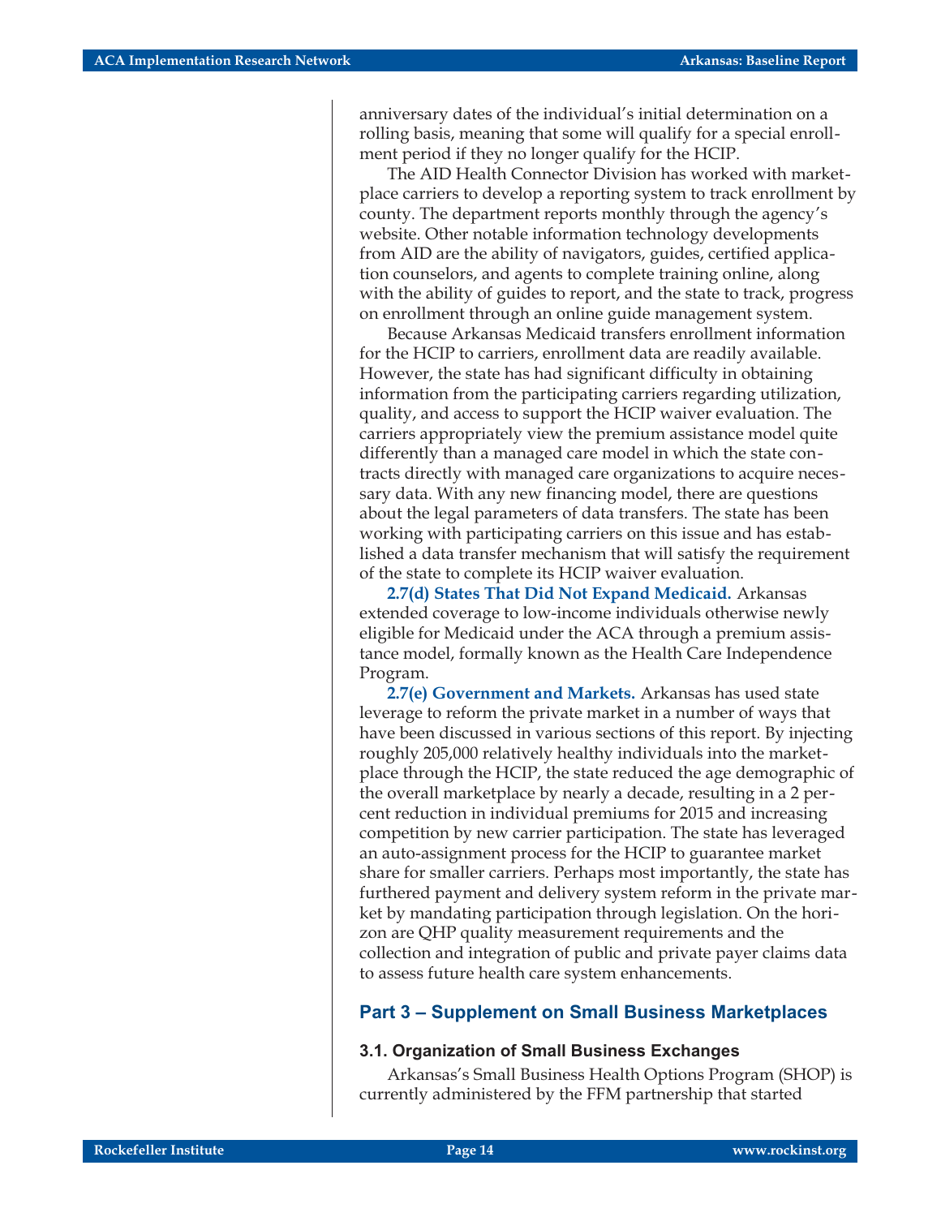anniversary dates of the individual's initial determination on a rolling basis, meaning that some will qualify for a special enrollment period if they no longer qualify for the HCIP.

The AID Health Connector Division has worked with marketplace carriers to develop a reporting system to track enrollment by county. The department reports monthly through the agency's website. Other notable information technology developments from AID are the ability of navigators, guides, certified application counselors, and agents to complete training online, along with the ability of guides to report, and the state to track, progress on enrollment through an online guide management system.

Because Arkansas Medicaid transfers enrollment information for the HCIP to carriers, enrollment data are readily available. However, the state has had significant difficulty in obtaining information from the participating carriers regarding utilization, quality, and access to support the HCIP waiver evaluation. The carriers appropriately view the premium assistance model quite differently than a managed care model in which the state contracts directly with managed care organizations to acquire necessary data. With any new financing model, there are questions about the legal parameters of data transfers. The state has been working with participating carriers on this issue and has established a data transfer mechanism that will satisfy the requirement of the state to complete its HCIP waiver evaluation.

**2.7(d) States That Did Not Expand Medicaid.** Arkansas extended coverage to low-income individuals otherwise newly eligible for Medicaid under the ACA through a premium assistance model, formally known as the Health Care Independence Program.

**2.7(e) Government and Markets.** Arkansas has used state leverage to reform the private market in a number of ways that have been discussed in various sections of this report. By injecting roughly 205,000 relatively healthy individuals into the marketplace through the HCIP, the state reduced the age demographic of the overall marketplace by nearly a decade, resulting in a 2 percent reduction in individual premiums for 2015 and increasing competition by new carrier participation. The state has leveraged an auto-assignment process for the HCIP to guarantee market share for smaller carriers. Perhaps most importantly, the state has furthered payment and delivery system reform in the private market by mandating participation through legislation. On the horizon are QHP quality measurement requirements and the collection and integration of public and private payer claims data to assess future health care system enhancements.

## Part 3 – Supplement on Small Business Marketplaces

### 3.1. Organization of Small Business Exchanges

Arkansas's Small Business Health Options Program (SHOP) is currently administered by the FFM partnership that started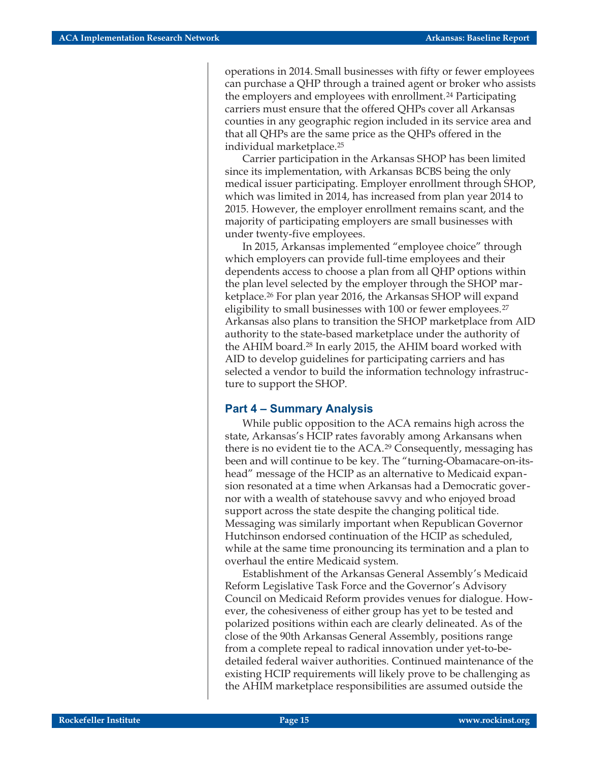operations in 2014. Small businesses with fifty or fewer employees can purchase a QHP through a trained agent or broker who assists the employers and employees with enrollment.[24] Participating carriers must ensure that the offered QHPs cover all Arkansas counties in any geographic region included in its service area and that all QHPs are the same price as the QHPs offered in the individual marketplace.[25]

Carrier participation in the Arkansas SHOP has been limited since its implementation, with Arkansas BCBS being the only medical issuer participating. Employer enrollment through SHOP, which was limited in 2014, has increased from plan year 2014 to 2015. However, the employer enrollment remains scant, and the majority of participating employers are small businesses with under twenty-five employees.

In 2015, Arkansas implemented "employee choice" through which employers can provide full-time employees and their dependents access to choose a plan from all QHP options within the plan level selected by the employer through the SHOP marketplace.[26] For plan year 2016, the Arkansas SHOP will expand eligibility to small businesses with 100 or fewer employees.[27] Arkansas also plans to transition the SHOP marketplace from AID authority to the state-based marketplace under the authority of the AHIM board.[28] In early 2015, the AHIM board worked with AID to develop guidelines for participating carriers and has selected a vendor to build the information technology infrastructure to support the SHOP.

## Part 4 – Summary Analysis

While public opposition to the ACA remains high across the state, Arkansas's HCIP rates favorably among Arkansans when there is no evident tie to the ACA.[29] Consequently, messaging has been and will continue to be key. The "turning-Obamacare-on-its-head" message of the HCIP as an alternative to Medicaid expansion resonated at a time when Arkansas had a Democratic governor with a wealth of statehouse savvy and who enjoyed broad support across the state despite the changing political tide. Messaging was similarly important when Republican Governor Hutchinson endorsed continuation of the HCIP as scheduled, while at the same time pronouncing its termination and a plan to overhaul the entire Medicaid system.

Establishment of the Arkansas General Assembly's Medicaid Reform Legislative Task Force and the Governor's Advisory Council on Medicaid Reform provides venues for dialogue. However, the cohesiveness of either group has yet to be tested and polarized positions within each are clearly delineated. As of the close of the 90th Arkansas General Assembly, positions range from a complete repeal to radical innovation under yet-to-be-detailed federal waiver authorities. Continued maintenance of the existing HCIP requirements will likely prove to be challenging as the AHIM marketplace responsibilities are assumed outside the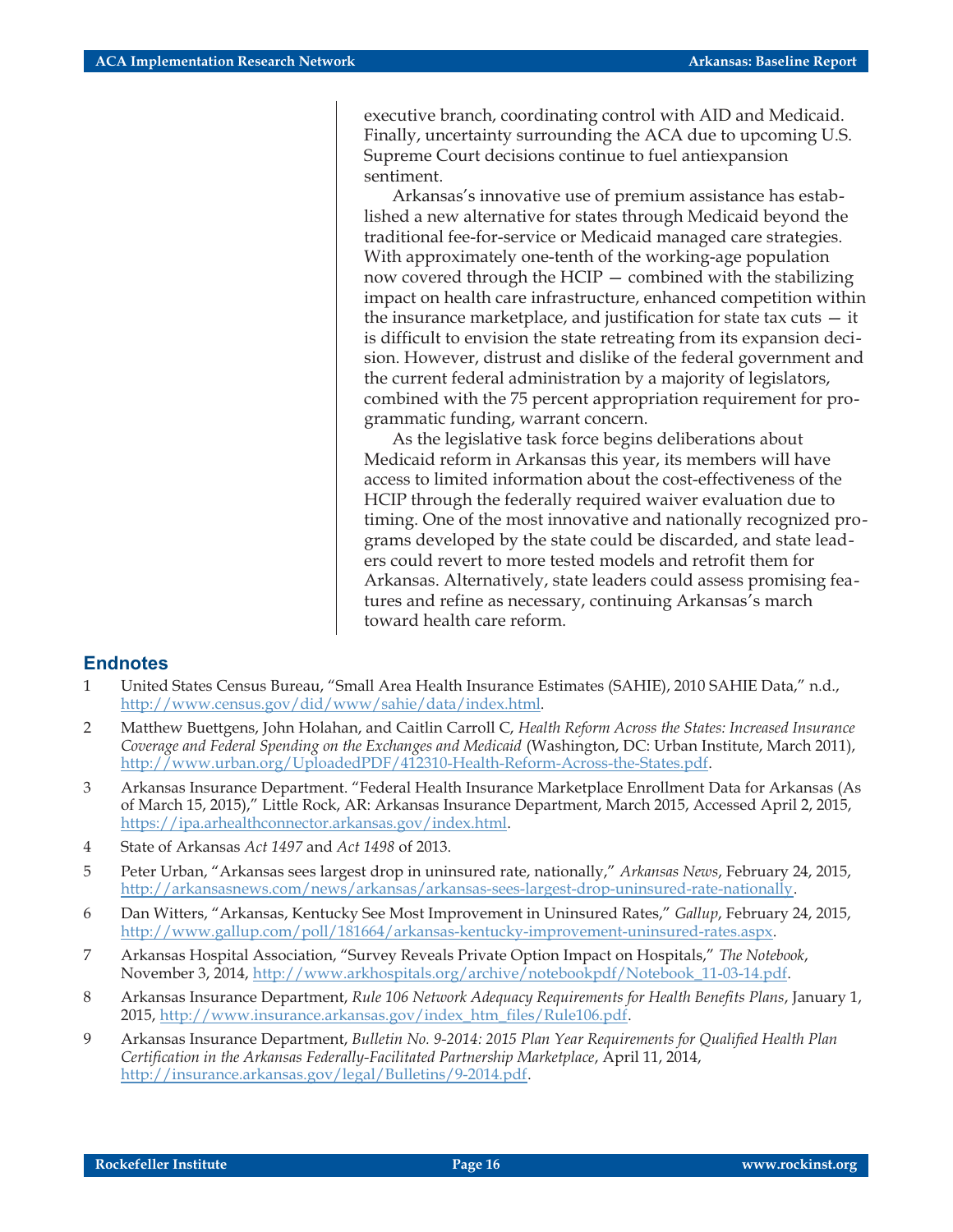executive branch, coordinating control with AID and Medicaid. Finally, uncertainty surrounding the ACA due to upcoming U.S. Supreme Court decisions continue to fuel antiexpansion sentiment.

Arkansas's innovative use of premium assistance has established a new alternative for states through Medicaid beyond the traditional fee-for-service or Medicaid managed care strategies. With approximately one-tenth of the working-age population now covered through the HCIP — combined with the stabilizing impact on health care infrastructure, enhanced competition within the insurance marketplace, and justification for state tax cuts — it is difficult to envision the state retreating from its expansion decision. However, distrust and dislike of the federal government and the current federal administration by a majority of legislators, combined with the 75 percent appropriation requirement for programmatic funding, warrant concern.

As the legislative task force begins deliberations about Medicaid reform in Arkansas this year, its members will have access to limited information about the cost-effectiveness of the HCIP through the federally required waiver evaluation due to timing. One of the most innovative and nationally recognized programs developed by the state could be discarded, and state leaders could revert to more tested models and retrofit them for Arkansas. Alternatively, state leaders could assess promising features and refine as necessary, continuing Arkansas's march toward health care reform.

## Endnotes

1 United States Census Bureau, "Small Area Health Insurance Estimates (SAHIE), 2010 SAHIE Data," n.d., http://www.census.gov/did/www/sahie/data/index.html.

2 Matthew Buettgens, John Holahan, and Caitlin Carroll C, *Health Reform Across the States: Increased Insurance Coverage and Federal Spending on the Exchanges and Medicaid* (Washington, DC: Urban Institute, March 2011), http://www.urban.org/UploadedPDF/412310-Health-Reform-Across-the-States.pdf.

3 Arkansas Insurance Department. "Federal Health Insurance Marketplace Enrollment Data for Arkansas (As of March 15, 2015)," Little Rock, AR: Arkansas Insurance Department, March 2015, Accessed April 2, 2015, https://ipa.arhealthconnector.arkansas.gov/index.html.

4 State of Arkansas *Act 1497* and *Act 1498* of 2013.

5 Peter Urban, "Arkansas sees largest drop in uninsured rate, nationally," *Arkansas News*, February 24, 2015, http://arkansasnews.com/news/arkansas/arkansas-sees-largest-drop-uninsured-rate-nationally.

6 Dan Witters, "Arkansas, Kentucky See Most Improvement in Uninsured Rates," *Gallup*, February 24, 2015, http://www.gallup.com/poll/181664/arkansas-kentucky-improvement-uninsured-rates.aspx.

7 Arkansas Hospital Association, "Survey Reveals Private Option Impact on Hospitals," *The Notebook*, November 3, 2014, http://www.arkhospitals.org/archive/notebookpdf/Notebook_11-03-14.pdf.

8 Arkansas Insurance Department, *Rule 106 Network Adequacy Requirements for Health Benefits Plans*, January 1, 2015, http://www.insurance.arkansas.gov/index_htm_files/Rule106.pdf.

9 Arkansas Insurance Department, *Bulletin No. 9-2014: 2015 Plan Year Requirements for Qualified Health Plan Certification in the Arkansas Federally-Facilitated Partnership Marketplace*, April 11, 2014, http://insurance.arkansas.gov/legal/Bulletins/9-2014.pdf.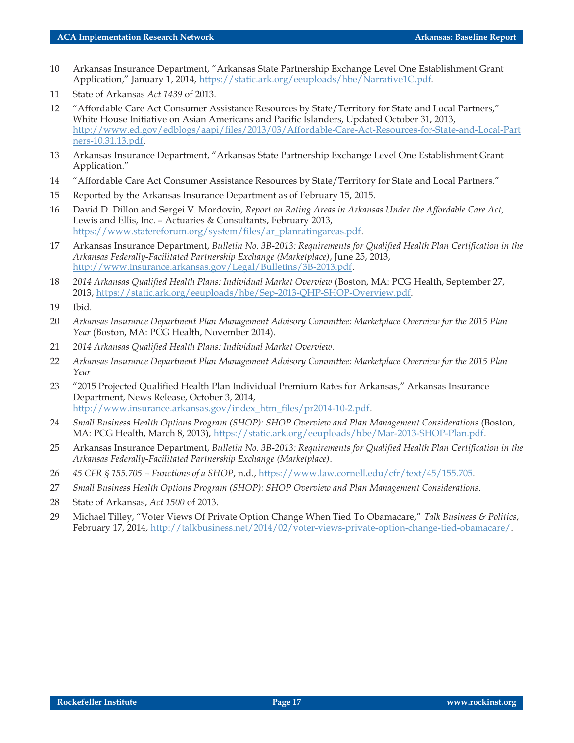10 Arkansas Insurance Department, "Arkansas State Partnership Exchange Level One Establishment Grant Application," January 1, 2014, https://static.ark.org/eeuploads/hbe/Narrative1C.pdf.

11 State of Arkansas *Act 1439* of 2013.

12 "Affordable Care Act Consumer Assistance Resources by State/Territory for State and Local Partners," White House Initiative on Asian Americans and Pacific Islanders, Updated October 31, 2013, http://www.ed.gov/edblogs/aapi/files/2013/03/Affordable-Care-Act-Resources-for-State-and-Local-Partners-10.31.13.pdf.

13 Arkansas Insurance Department, "Arkansas State Partnership Exchange Level One Establishment Grant Application."

14 "Affordable Care Act Consumer Assistance Resources by State/Territory for State and Local Partners."

15 Reported by the Arkansas Insurance Department as of February 15, 2015.

16 David D. Dillon and Sergei V. Mordovin, *Report on Rating Areas in Arkansas Under the Affordable Care Act,* Lewis and Ellis, Inc. – Actuaries & Consultants, February 2013, https://www.statereforum.org/system/files/ar_planratingareas.pdf.

17 Arkansas Insurance Department, *Bulletin No. 3B-2013: Requirements for Qualified Health Plan Certification in the Arkansas Federally-Facilitated Partnership Exchange (Marketplace)*, June 25, 2013, http://www.insurance.arkansas.gov/Legal/Bulletins/3B-2013.pdf.

18 *2014 Arkansas Qualified Health Plans: Individual Market Overview* (Boston, MA: PCG Health, September 27, 2013, https://static.ark.org/eeuploads/hbe/Sep-2013-QHP-SHOP-Overview.pdf.

19 Ibid.

20 *Arkansas Insurance Department Plan Management Advisory Committee: Marketplace Overview for the 2015 Plan Year* (Boston, MA: PCG Health, November 2014).

21 *2014 Arkansas Qualified Health Plans: Individual Market Overview.*

22 *Arkansas Insurance Department Plan Management Advisory Committee: Marketplace Overview for the 2015 Plan Year*

23 "2015 Projected Qualified Health Plan Individual Premium Rates for Arkansas," Arkansas Insurance Department, News Release, October 3, 2014, http://www.insurance.arkansas.gov/index_htm_files/pr2014-10-2.pdf.

24 *Small Business Health Options Program (SHOP): SHOP Overview and Plan Management Considerations* (Boston, MA: PCG Health, March 8, 2013), https://static.ark.org/eeuploads/hbe/Mar-2013-SHOP-Plan.pdf.

25 Arkansas Insurance Department, *Bulletin No. 3B-2013: Requirements for Qualified Health Plan Certification in the Arkansas Federally-Facilitated Partnership Exchange (Marketplace)*.

26 *45 CFR § 155.705 – Functions of a SHOP*, n.d., https://www.law.cornell.edu/cfr/text/45/155.705.

27 *Small Business Health Options Program (SHOP): SHOP Overview and Plan Management Considerations*.

28 State of Arkansas, *Act 1500* of 2013.

29 Michael Tilley, "Voter Views Of Private Option Change When Tied To Obamacare," *Talk Business & Politics*, February 17, 2014, http://talkbusiness.net/2014/02/voter-views-private-option-change-tied-obamacare/.